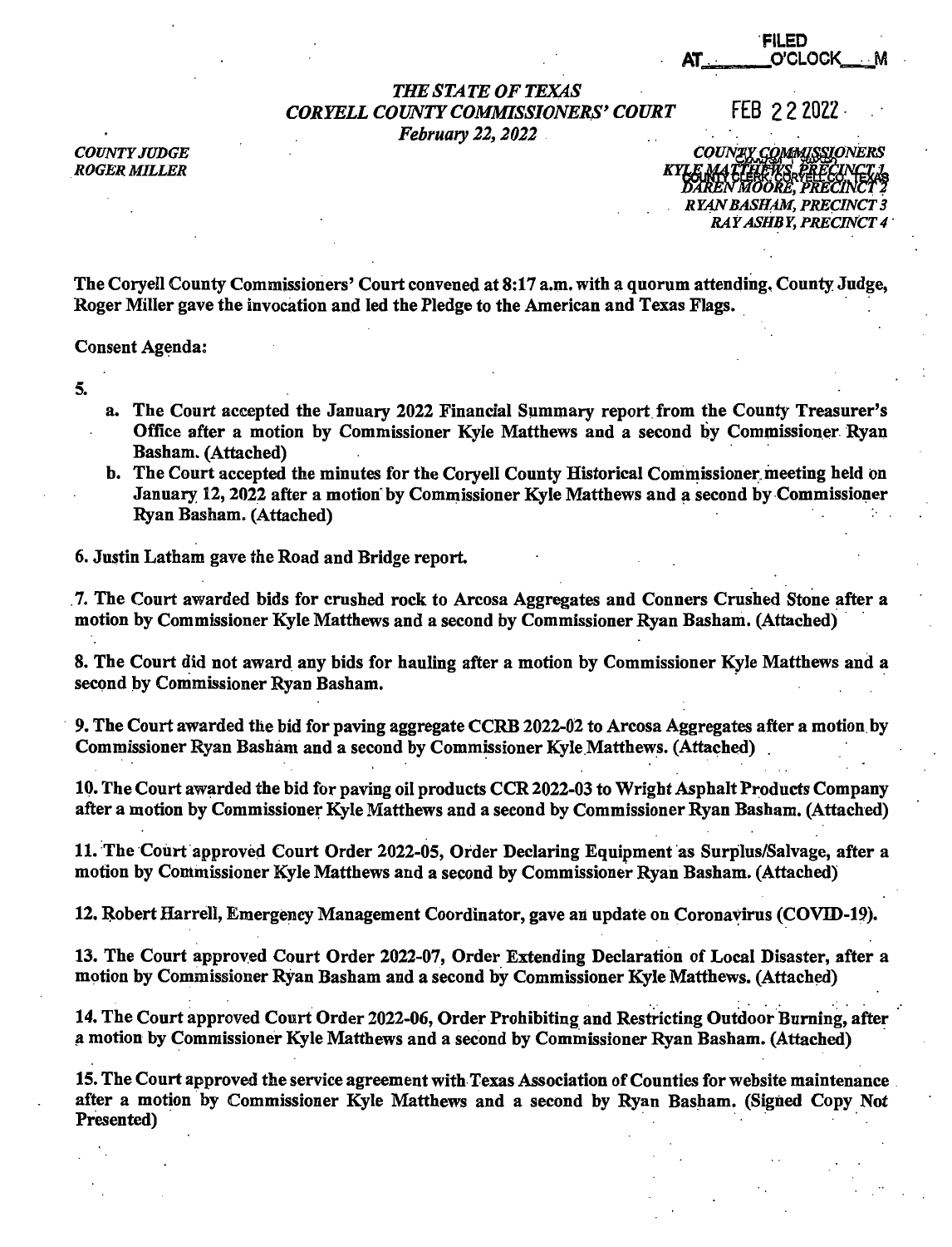FILED
AT_______O'CLOCK____M

FEB 22 2022

*THE STATE OF TEXAS*
*CORYELL COUNTY COMMISSIONERS' COURT*
*February 22, 2022*

*COUNTY JUDGE*
*ROGER MILLER*

*COUNTY COMMISSIONERS*
*KYLE MATTHEWS, PRECINCT 1*
*DAREN MOORE, PRECINCT 2*
*RYAN BASHAM, PRECINCT 3*
*RAY ASHBY, PRECINCT 4*

The Coryell County Commissioners' Court convened at 8:17 a.m. with a quorum attending. County Judge, Roger Miller gave the invocation and led the Pledge to the American and Texas Flags.

Consent Agenda:

5.
  a. The Court accepted the January 2022 Financial Summary report from the County Treasurer's Office after a motion by Commissioner Kyle Matthews and a second by Commissioner Ryan Basham. (Attached)
  b. The Court accepted the minutes for the Coryell County Historical Commissioner meeting held on January 12, 2022 after a motion by Commissioner Kyle Matthews and a second by Commissioner Ryan Basham. (Attached)

6. Justin Latham gave the Road and Bridge report.

7. The Court awarded bids for crushed rock to Arcosa Aggregates and Conners Crushed Stone after a motion by Commissioner Kyle Matthews and a second by Commissioner Ryan Basham. (Attached)

8. The Court did not award any bids for hauling after a motion by Commissioner Kyle Matthews and a second by Commissioner Ryan Basham.

9. The Court awarded the bid for paving aggregate CCRB 2022-02 to Arcosa Aggregates after a motion by Commissioner Ryan Basham and a second by Commissioner Kyle Matthews. (Attached)

10. The Court awarded the bid for paving oil products CCR 2022-03 to Wright Asphalt Products Company after a motion by Commissioner Kyle Matthews and a second by Commissioner Ryan Basham. (Attached)

11. The Court approved Court Order 2022-05, Order Declaring Equipment as Surplus/Salvage, after a motion by Commissioner Kyle Matthews and a second by Commissioner Ryan Basham. (Attached)

12. Robert Harrell, Emergency Management Coordinator, gave an update on Coronavirus (COVID-19).

13. The Court approved Court Order 2022-07, Order Extending Declaration of Local Disaster, after a motion by Commissioner Ryan Basham and a second by Commissioner Kyle Matthews. (Attached)

14. The Court approved Court Order 2022-06, Order Prohibiting and Restricting Outdoor Burning, after a motion by Commissioner Kyle Matthews and a second by Commissioner Ryan Basham. (Attached)

15. The Court approved the service agreement with Texas Association of Counties for website maintenance after a motion by Commissioner Kyle Matthews and a second by Ryan Basham. (Signed Copy Not Presented)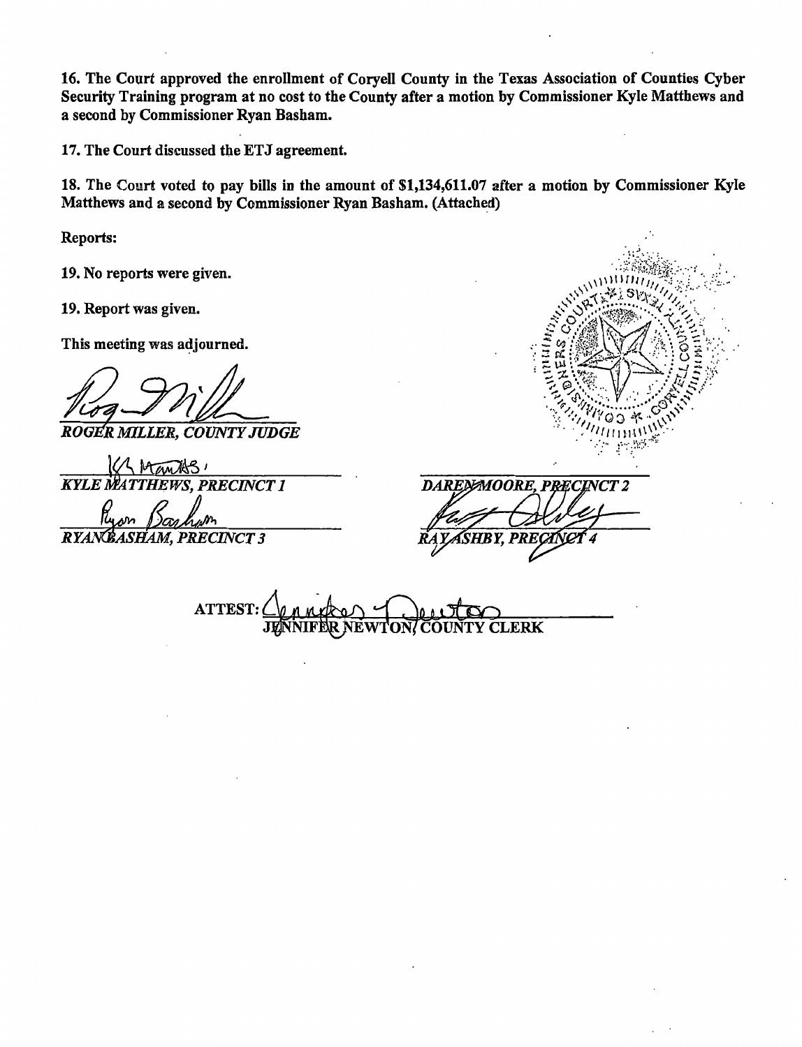**16. The Court approved the enrollment of Coryell County in the Texas Association of Counties Cyber Security Training program at no cost to the County after a motion by Commissioner Kyle Matthews and a second by Commissioner Ryan Basham.**

**17. The Court discussed the ETJ agreement.**

**18. The Court voted to pay bills in the amount of $1,134,611.07 after a motion by Commissioner Kyle Matthews and a second by Commissioner Ryan Basham. (Attached)**

**Reports:**

**19. No reports were given.**

**19. Report was given.**

**This meeting was adjourned.**

***ROGER MILLER, COUNTY JUDGE***

***KYLE MATTHEWS, PRECINCT 1***

***DAREN MOORE, PRECINCT 2***

***RYAN BASHAM, PRECINCT 3***

***RAY ASHBY, PRECINCT 4***

**ATTEST:**
**JENNIFER NEWTON, COUNTY CLERK**